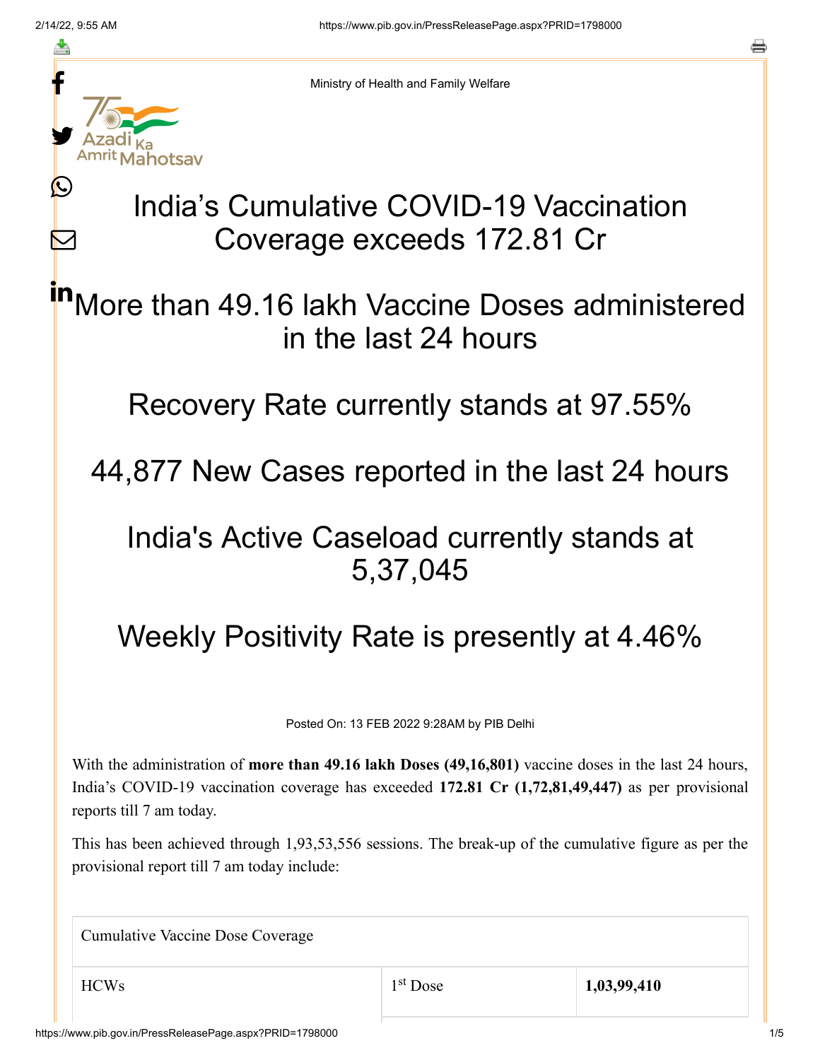Ministry of Health and Family Welfare

# India's Cumulative COVID-19 Vaccination Coverage exceeds 172.81 Cr

## More than 49.16 lakh Vaccine Doses administered in the last 24 hours

## Recovery Rate currently stands at 97.55%

## 44,877 New Cases reported in the last 24 hours

## India's Active Caseload currently stands at 5,37,045

## Weekly Positivity Rate is presently at 4.46%

Posted On: 13 FEB 2022 9:28AM by PIB Delhi

With the administration of **more than 49.16 lakh Doses (49,16,801)** vaccine doses in the last 24 hours, India's COVID-19 vaccination coverage has exceeded **172.81 Cr (1,72,81,49,447)** as per provisional reports till 7 am today.

This has been achieved through 1,93,53,556 sessions. The break-up of the cumulative figure as per the provisional report till 7 am today include:

| Cumulative Vaccine Dose Coverage | | |
|---|---|---|
| HCWs | 1st Dose | **1,03,99,410** |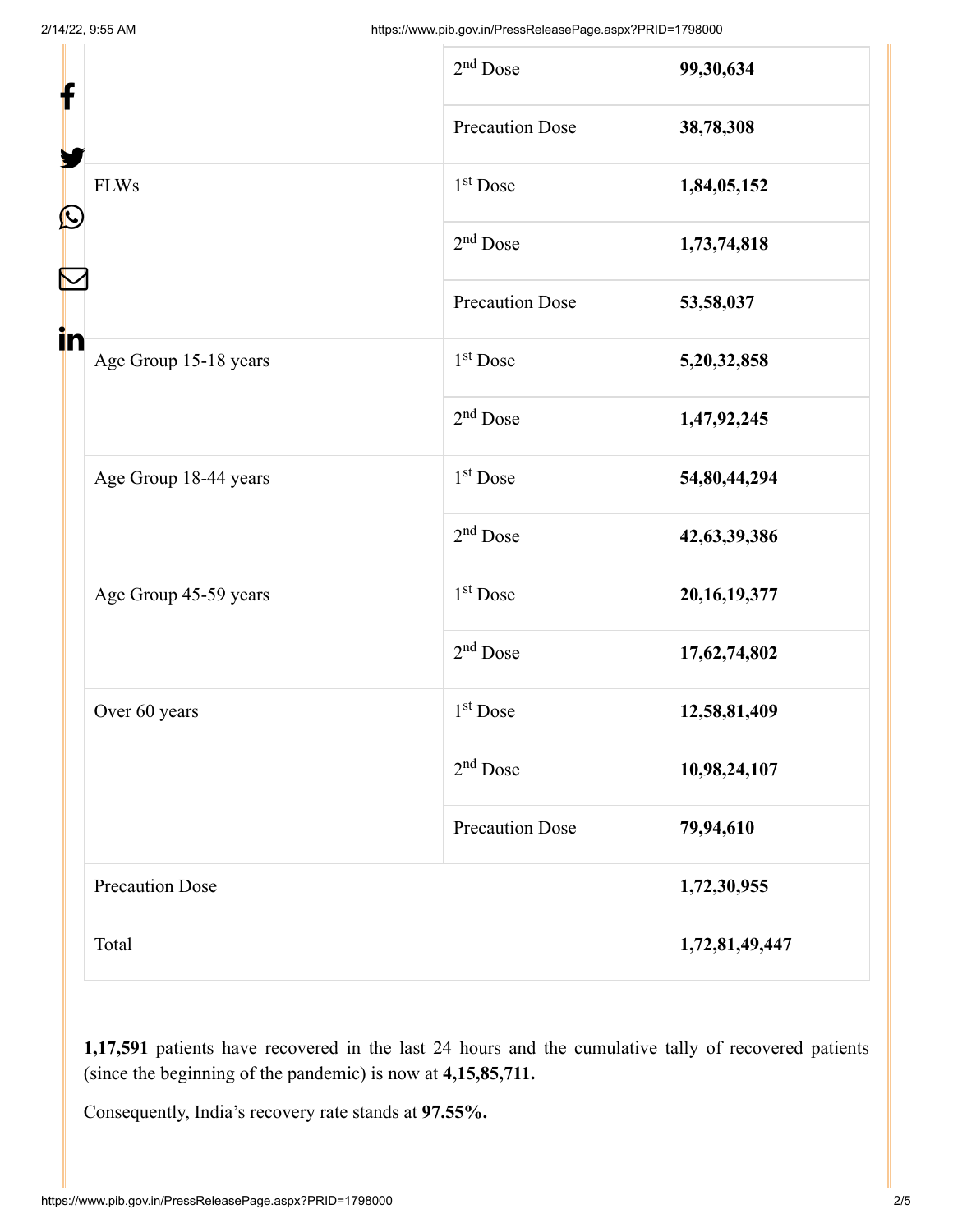| | | |
|---|---|---|
| | 2nd Dose | **99,30,634** |
| | Precaution Dose | **38,78,308** |
| FLWs | 1st Dose | **1,84,05,152** |
| | 2nd Dose | **1,73,74,818** |
| | Precaution Dose | **53,58,037** |
| Age Group 15-18 years | 1st Dose | **5,20,32,858** |
| | 2nd Dose | **1,47,92,245** |
| Age Group 18-44 years | 1st Dose | **54,80,44,294** |
| | 2nd Dose | **42,63,39,386** |
| Age Group 45-59 years | 1st Dose | **20,16,19,377** |
| | 2nd Dose | **17,62,74,802** |
| Over 60 years | 1st Dose | **12,58,81,409** |
| | 2nd Dose | **10,98,24,107** |
| | Precaution Dose | **79,94,610** |
| Precaution Dose | | **1,72,30,955** |
| Total | | **1,72,81,49,447** |

**1,17,591** patients have recovered in the last 24 hours and the cumulative tally of recovered patients (since the beginning of the pandemic) is now at **4,15,85,711.**

Consequently, India's recovery rate stands at **97.55%.**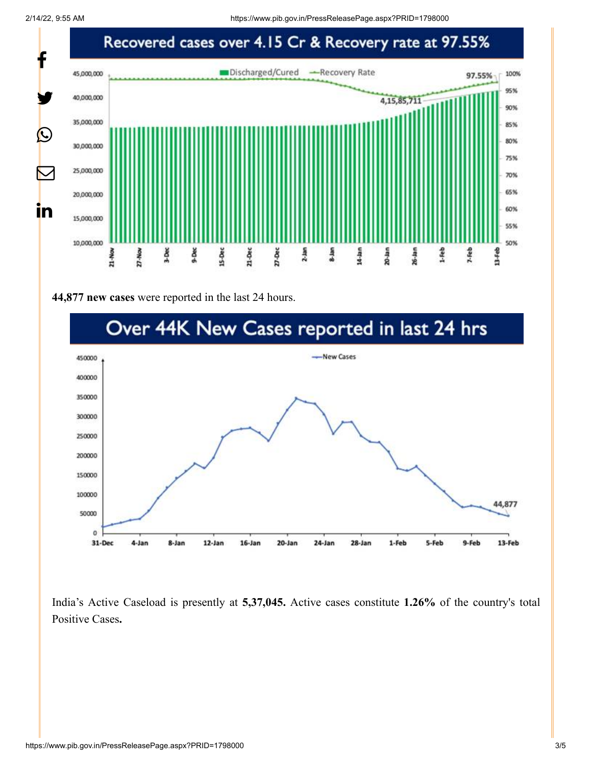## Recovered cases over 4.15 Cr & Recovery rate at 97.55%

**44,877 new cases** were reported in the last 24 hours.

## Over 44K New Cases reported in last 24 hrs

India's Active Caseload is presently at **5,37,045.** Active cases constitute **1.26%** of the country's total Positive Cases**.**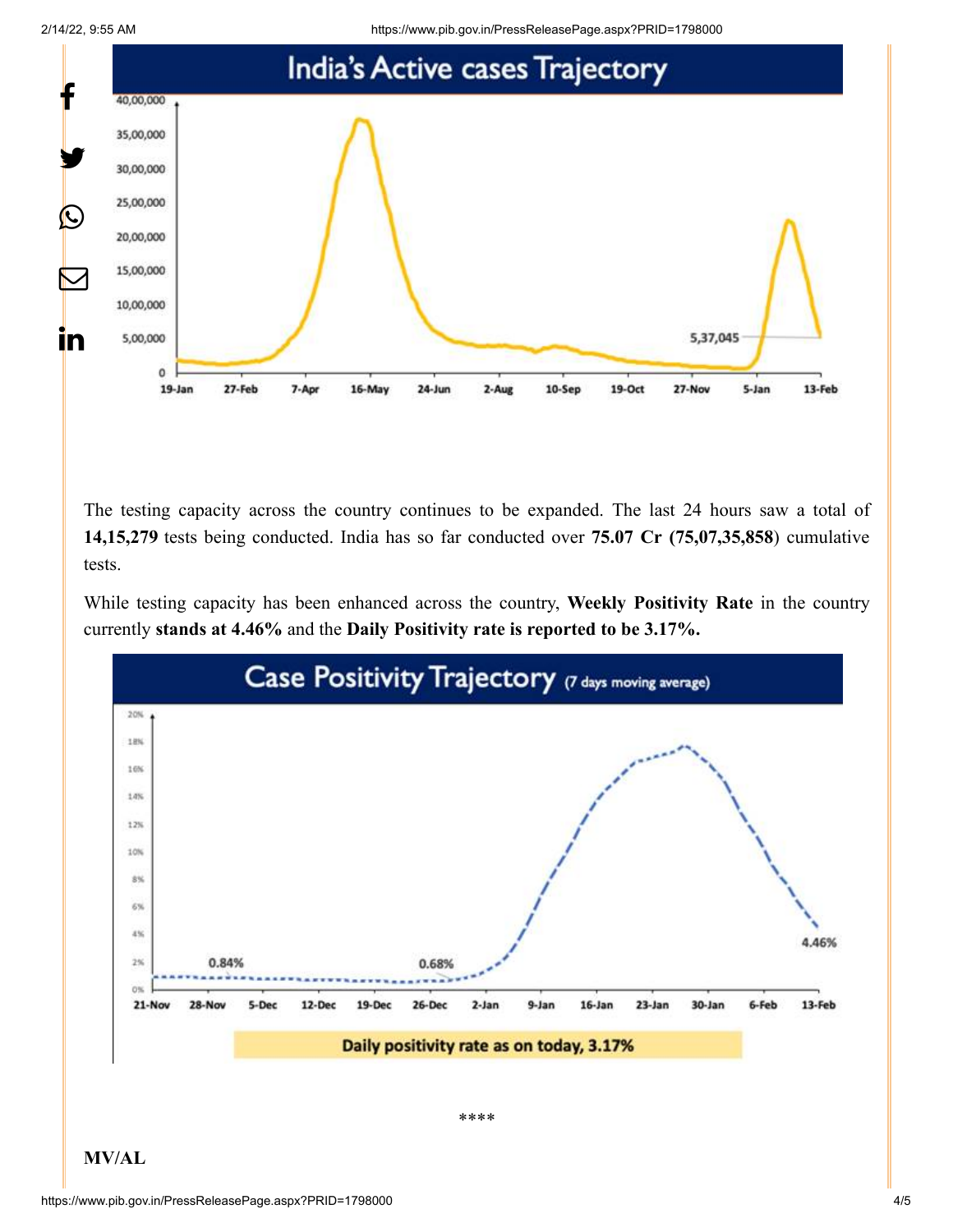The testing capacity across the country continues to be expanded. The last 24 hours saw a total of **14,15,279** tests being conducted. India has so far conducted over **75.07 Cr (75,07,35,858**) cumulative tests.

While testing capacity has been enhanced across the country, **Weekly Positivity Rate** in the country currently **stands at 4.46%** and the **Daily Positivity rate is reported to be 3.17%.**

\*\*\*\*

**MV/AL**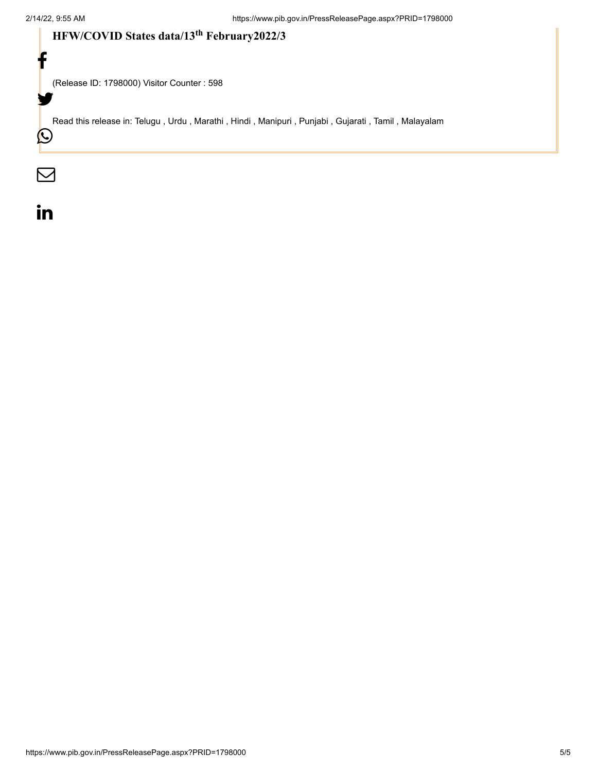**HFW/COVID States data/13th February2022/3**

(Release ID: 1798000) Visitor Counter : 598

Read this release in: Telugu , Urdu , Marathi , Hindi , Manipuri , Punjabi , Gujarati , Tamil , Malayalam